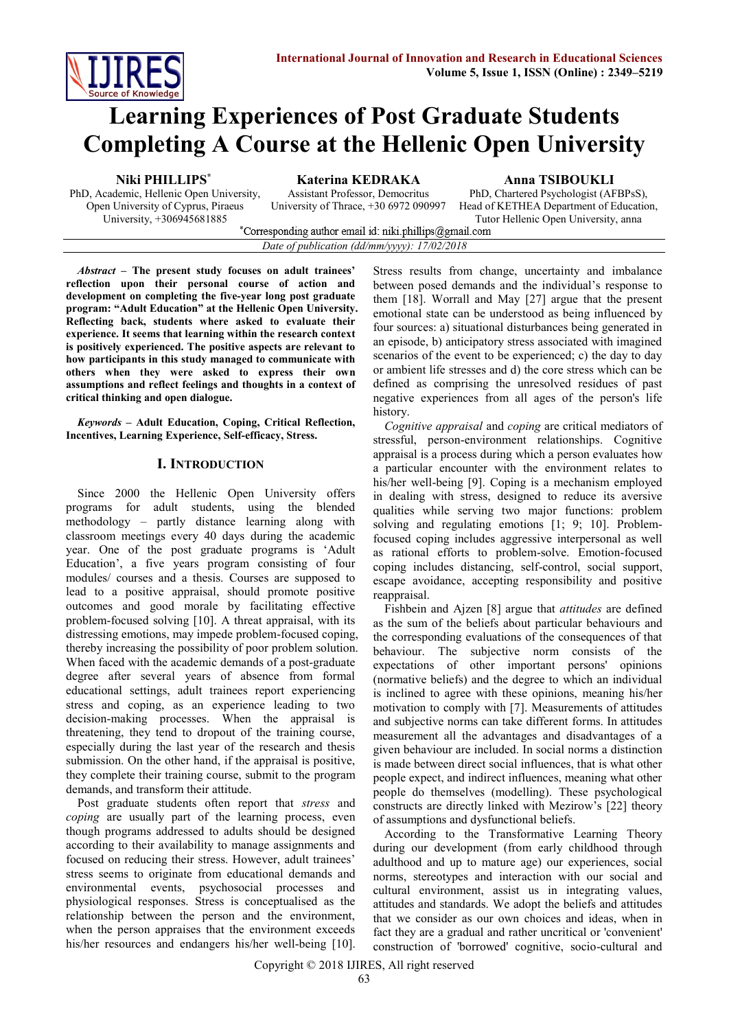# Learning Experiences of Post Graduate Students Completing A Course at the Hellenic Open University

**Niki PHILLIPS***
PhD, Academic, Hellenic Open University, Open University of Cyprus, Piraeus University, +306945681885

**Katerina KEDRAKA**
Assistant Professor, Democritus University of Thrace, +30 6972 090997

**Anna TSIBOUKLI**
PhD, Chartered Psychologist (AFBPsS), Head of KETHEA Department of Education, Tutor Hellenic Open University, anna

*Corresponding author email id: niki.phillips@gmail.com

*Date of publication (dd/mm/yyyy): 17/02/2018*

***Abstract*** **– The present study focuses on adult trainees' reflection upon their personal course of action and development on completing the five-year long post graduate program: "Adult Education" at the Hellenic Open University. Reflecting back, students where asked to evaluate their experience. It seems that learning within the research context is positively experienced. The positive aspects are relevant to how participants in this study managed to communicate with others when they were asked to express their own assumptions and reflect feelings and thoughts in a context of critical thinking and open dialogue.**

***Keywords*** **– Adult Education, Coping, Critical Reflection, Incentives, Learning Experience, Self-efficacy, Stress.**

## I. Introduction

Since 2000 the Hellenic Open University offers programs for adult students, using the blended methodology – partly distance learning along with classroom meetings every 40 days during the academic year. One of the post graduate programs is 'Adult Education', a five years program consisting of four modules/ courses and a thesis. Courses are supposed to lead to a positive appraisal, should promote positive outcomes and good morale by facilitating effective problem-focused solving [10]. A threat appraisal, with its distressing emotions, may impede problem-focused coping, thereby increasing the possibility of poor problem solution. When faced with the academic demands of a post-graduate degree after several years of absence from formal educational settings, adult trainees report experiencing stress and coping, as an experience leading to two decision-making processes. When the appraisal is threatening, they tend to dropout of the training course, especially during the last year of the research and thesis submission. On the other hand, if the appraisal is positive, they complete their training course, submit to the program demands, and transform their attitude.

Post graduate students often report that *stress* and *coping* are usually part of the learning process, even though programs addressed to adults should be designed according to their availability to manage assignments and focused on reducing their stress. However, adult trainees' stress seems to originate from educational demands and environmental events, psychosocial processes and physiological responses. Stress is conceptualised as the relationship between the person and the environment, when the person appraises that the environment exceeds his/her resources and endangers his/her well-being [10]. Stress results from change, uncertainty and imbalance between posed demands and the individual's response to them [18]. Worrall and May [27] argue that the present emotional state can be understood as being influenced by four sources: a) situational disturbances being generated in an episode, b) anticipatory stress associated with imagined scenarios of the event to be experienced; c) the day to day or ambient life stresses and d) the core stress which can be defined as comprising the unresolved residues of past negative experiences from all ages of the person's life history.

*Cognitive appraisal* and *coping* are critical mediators of stressful, person-environment relationships. Cognitive appraisal is a process during which a person evaluates how a particular encounter with the environment relates to his/her well-being [9]. Coping is a mechanism employed in dealing with stress, designed to reduce its aversive qualities while serving two major functions: problem solving and regulating emotions [1; 9; 10]. Problem-focused coping includes aggressive interpersonal as well as rational efforts to problem-solve. Emotion-focused coping includes distancing, self-control, social support, escape avoidance, accepting responsibility and positive reappraisal.

Fishbein and Ajzen [8] argue that *attitudes* are defined as the sum of the beliefs about particular behaviours and the corresponding evaluations of the consequences of that behaviour. The subjective norm consists of the expectations of other important persons' opinions (normative beliefs) and the degree to which an individual is inclined to agree with these opinions, meaning his/her motivation to comply with [7]. Measurements of attitudes and subjective norms can take different forms. In attitudes measurement all the advantages and disadvantages of a given behaviour are included. In social norms a distinction is made between direct social influences, that is what other people expect, and indirect influences, meaning what other people do themselves (modelling). These psychological constructs are directly linked with Mezirow's [22] theory of assumptions and dysfunctional beliefs.

According to the Transformative Learning Theory during our development (from early childhood through adulthood and up to mature age) our experiences, social norms, stereotypes and interaction with our social and cultural environment, assist us in integrating values, attitudes and standards. We adopt the beliefs and attitudes that we consider as our own choices and ideas, when in fact they are a gradual and rather uncritical or 'convenient' construction of 'borrowed' cognitive, socio-cultural and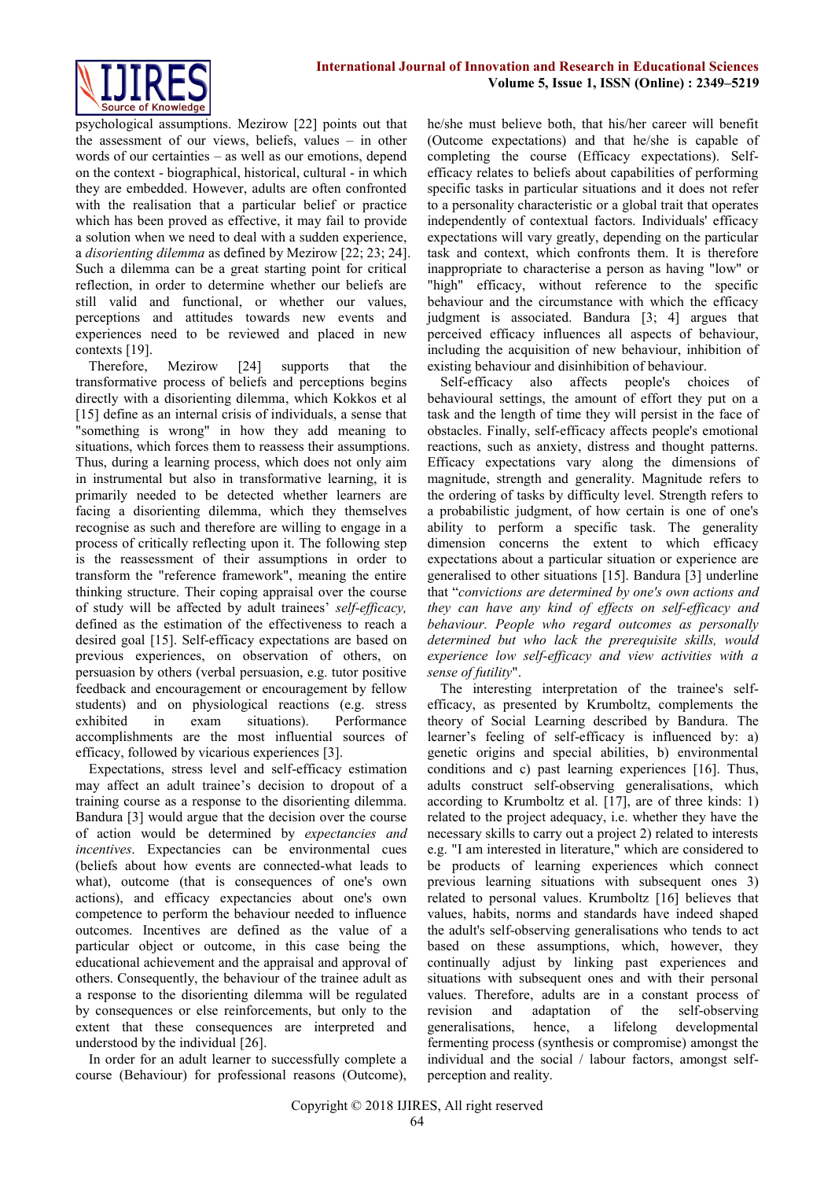psychological assumptions. Mezirow [22] points out that the assessment of our views, beliefs, values – in other words of our certainties – as well as our emotions, depend on the context - biographical, historical, cultural - in which they are embedded. However, adults are often confronted with the realisation that a particular belief or practice which has been proved as effective, it may fail to provide a solution when we need to deal with a sudden experience, a *disorienting dilemma* as defined by Mezirow [22; 23; 24]. Such a dilemma can be a great starting point for critical reflection, in order to determine whether our beliefs are still valid and functional, or whether our values, perceptions and attitudes towards new events and experiences need to be reviewed and placed in new contexts [19].

Therefore, Mezirow [24] supports that the transformative process of beliefs and perceptions begins directly with a disorienting dilemma, which Kokkos et al [15] define as an internal crisis of individuals, a sense that "something is wrong" in how they add meaning to situations, which forces them to reassess their assumptions. Thus, during a learning process, which does not only aim in instrumental but also in transformative learning, it is primarily needed to be detected whether learners are facing a disorienting dilemma, which they themselves recognise as such and therefore are willing to engage in a process of critically reflecting upon it. The following step is the reassessment of their assumptions in order to transform the "reference framework", meaning the entire thinking structure. Their coping appraisal over the course of study will be affected by adult trainees' *self-efficacy,* defined as the estimation of the effectiveness to reach a desired goal [15]. Self-efficacy expectations are based on previous experiences, on observation of others, on persuasion by others (verbal persuasion, e.g. tutor positive feedback and encouragement or encouragement by fellow students) and on physiological reactions (e.g. stress exhibited in exam situations). Performance accomplishments are the most influential sources of efficacy, followed by vicarious experiences [3].

Expectations, stress level and self-efficacy estimation may affect an adult trainee's decision to dropout of a training course as a response to the disorienting dilemma. Bandura [3] would argue that the decision over the course of action would be determined by *expectancies and incentives*. Expectancies can be environmental cues (beliefs about how events are connected-what leads to what), outcome (that is consequences of one's own actions), and efficacy expectancies about one's own competence to perform the behaviour needed to influence outcomes. Incentives are defined as the value of a particular object or outcome, in this case being the educational achievement and the appraisal and approval of others. Consequently, the behaviour of the trainee adult as a response to the disorienting dilemma will be regulated by consequences or else reinforcements, but only to the extent that these consequences are interpreted and understood by the individual [26].

In order for an adult learner to successfully complete a course (Behaviour) for professional reasons (Outcome), he/she must believe both, that his/her career will benefit (Outcome expectations) and that he/she is capable of completing the course (Efficacy expectations). Self-efficacy relates to beliefs about capabilities of performing specific tasks in particular situations and it does not refer to a personality characteristic or a global trait that operates independently of contextual factors. Individuals' efficacy expectations will vary greatly, depending on the particular task and context, which confronts them. It is therefore inappropriate to characterise a person as having "low" or "high" efficacy, without reference to the specific behaviour and the circumstance with which the efficacy judgment is associated. Bandura [3; 4] argues that perceived efficacy influences all aspects of behaviour, including the acquisition of new behaviour, inhibition of existing behaviour and disinhibition of behaviour.

Self-efficacy also affects people's choices of behavioural settings, the amount of effort they put on a task and the length of time they will persist in the face of obstacles. Finally, self-efficacy affects people's emotional reactions, such as anxiety, distress and thought patterns. Efficacy expectations vary along the dimensions of magnitude, strength and generality. Magnitude refers to the ordering of tasks by difficulty level. Strength refers to a probabilistic judgment, of how certain is one of one's ability to perform a specific task. The generality dimension concerns the extent to which efficacy expectations about a particular situation or experience are generalised to other situations [15]. Bandura [3] underline that "*convictions are determined by one's own actions and they can have any kind of effects on self-efficacy and behaviour. People who regard outcomes as personally determined but who lack the prerequisite skills, would experience low self-efficacy and view activities with a sense of futility*".

The interesting interpretation of the trainee's self-efficacy, as presented by Krumboltz, complements the theory of Social Learning described by Bandura. The learner's feeling of self-efficacy is influenced by: a) genetic origins and special abilities, b) environmental conditions and c) past learning experiences [16]. Thus, adults construct self-observing generalisations, which according to Krumboltz et al. [17], are of three kinds: 1) related to the project adequacy, i.e. whether they have the necessary skills to carry out a project 2) related to interests e.g. "I am interested in literature," which are considered to be products of learning experiences which connect previous learning situations with subsequent ones 3) related to personal values. Krumboltz [16] believes that values, habits, norms and standards have indeed shaped the adult's self-observing generalisations who tends to act based on these assumptions, which, however, they continually adjust by linking past experiences and situations with subsequent ones and with their personal values. Therefore, adults are in a constant process of revision and adaptation of the self-observing generalisations, hence, a lifelong developmental fermenting process (synthesis or compromise) amongst the individual and the social / labour factors, amongst self-perception and reality.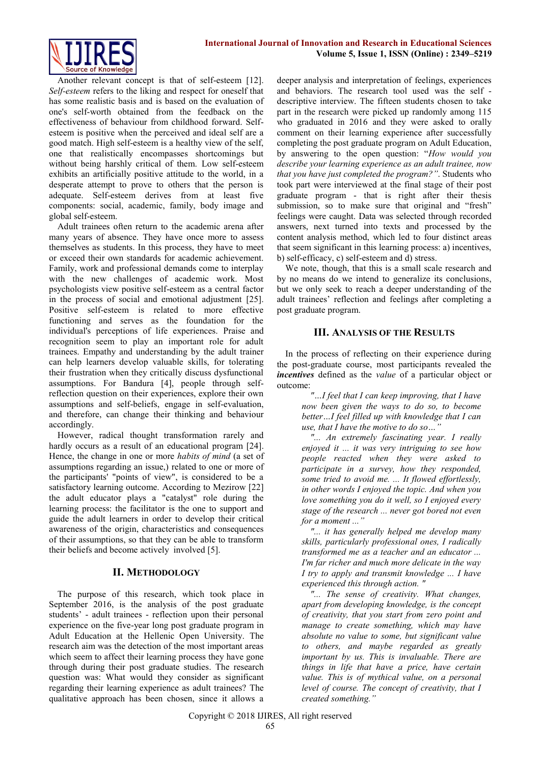Another relevant concept is that of self-esteem [12]. *Self-esteem* refers to the liking and respect for oneself that has some realistic basis and is based on the evaluation of one's self-worth obtained from the feedback on the effectiveness of behaviour from childhood forward. Self-esteem is positive when the perceived and ideal self are a good match. High self-esteem is a healthy view of the self, one that realistically encompasses shortcomings but without being harshly critical of them. Low self-esteem exhibits an artificially positive attitude to the world, in a desperate attempt to prove to others that the person is adequate. Self-esteem derives from at least five components: social, academic, family, body image and global self-esteem.

Adult trainees often return to the academic arena after many years of absence. They have once more to assess themselves as students. In this process, they have to meet or exceed their own standards for academic achievement. Family, work and professional demands come to interplay with the new challenges of academic work. Most psychologists view positive self-esteem as a central factor in the process of social and emotional adjustment [25]. Positive self-esteem is related to more effective functioning and serves as the foundation for the individual's perceptions of life experiences. Praise and recognition seem to play an important role for adult trainees. Empathy and understanding by the adult trainer can help learners develop valuable skills, for tolerating their frustration when they critically discuss dysfunctional assumptions. For Bandura [4], people through self-reflection question on their experiences, explore their own assumptions and self-beliefs, engage in self-evaluation, and therefore, can change their thinking and behaviour accordingly.

However, radical thought transformation rarely and hardly occurs as a result of an educational program [24]. Hence, the change in one or more *habits of mind* (a set of assumptions regarding an issue,) related to one or more of the participants' "points of view", is considered to be a satisfactory learning outcome. According to Mezirow [22] the adult educator plays a "catalyst" role during the learning process: the facilitator is the one to support and guide the adult learners in order to develop their critical awareness of the origin, characteristics and consequences of their assumptions, so that they can be able to transform their beliefs and become actively involved [5].

## II. Methodology

The purpose of this research, which took place in September 2016, is the analysis of the post graduate students' - adult trainees - reflection upon their personal experience on the five-year long post graduate program in Adult Education at the Hellenic Open University. The research aim was the detection of the most important areas which seem to affect their learning process they have gone through during their post graduate studies. The research question was: What would they consider as significant regarding their learning experience as adult trainees? The qualitative approach has been chosen, since it allows a deeper analysis and interpretation of feelings, experiences and behaviors. The research tool used was the self - descriptive interview. The fifteen students chosen to take part in the research were picked up randomly among 115 who graduated in 2016 and they were asked to orally comment on their learning experience after successfully completing the post graduate program on Adult Education, by answering to the open question: "*How would you describe your learning experience as an adult trainee, now that you have just completed the program?"*. Students who took part were interviewed at the final stage of their post graduate program - that is right after their thesis submission, so to make sure that original and "fresh" feelings were caught. Data was selected through recorded answers, next turned into texts and processed by the content analysis method, which led to four distinct areas that seem significant in this learning process: a) incentives, b) self-efficacy, c) self-esteem and d) stress.

We note, though, that this is a small scale research and by no means do we intend to generalize its conclusions, but we only seek to reach a deeper understanding of the adult trainees' reflection and feelings after completing a post graduate program.

## III. Analysis of the Results

In the process of reflecting on their experience during the post-graduate course, most participants revealed the ***incentives*** defined as the *value* of a particular object or outcome:

> *"…I feel that I can keep improving, that I have now been given the ways to do so, to become better…I feel filled up with knowledge that I can use, that I have the motive to do so…"*
>
> *"... An extremely fascinating year. I really enjoyed it ... it was very intriguing to see how people reacted when they were asked to participate in a survey, how they responded, some tried to avoid me. ... It flowed effortlessly, in other words I enjoyed the topic. And when you love something you do it well, so I enjoyed every stage of the research ... never got bored not even for a moment ..."*
>
> *"... it has generally helped me develop many skills, particularly professional ones, I radically transformed me as a teacher and an educator ... I'm far richer and much more delicate in the way I try to apply and transmit knowledge ... I have experienced this through action. "*
>
> *"... The sense of creativity. What changes, apart from developing knowledge, is the concept of creativity, that you start from zero point and manage to create something, which may have absolute no value to some, but significant value to others, and maybe regarded as greatly important by us. This is invaluable. There are things in life that have a price, have certain value. This is of mythical value, on a personal level of course. The concept of creativity, that I created something."*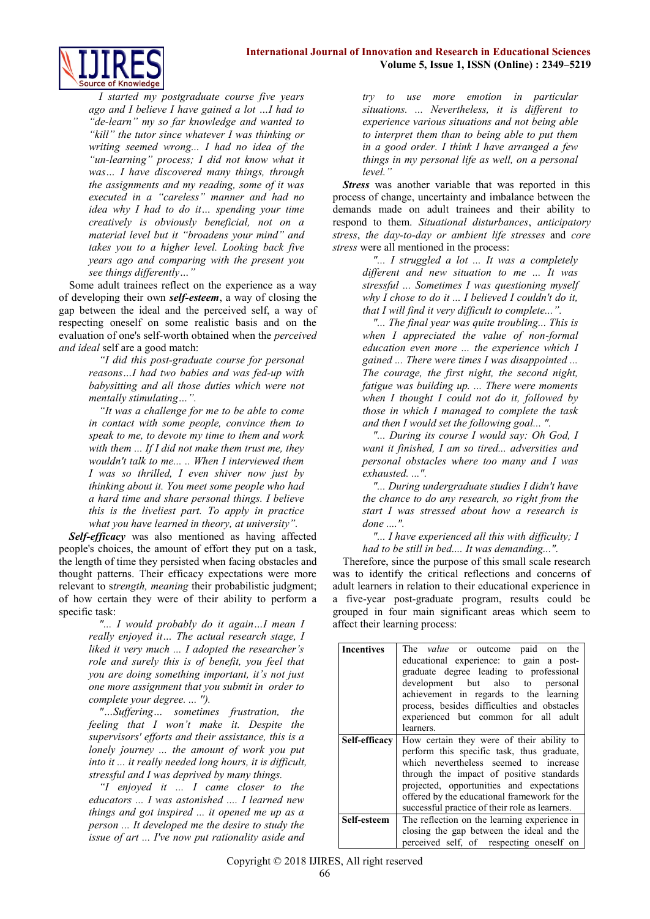*I started my postgraduate course five years ago and I believe I have gained a lot …I had to "de-learn" my so far knowledge and wanted to "kill" the tutor since whatever I was thinking or writing seemed wrong... I had no idea of the "un-learning" process; I did not know what it was… I have discovered many things, through the assignments and my reading, some of it was executed in a "careless" manner and had no idea why I had to do it… spending your time creatively is obviously beneficial, not on a material level but it "broadens your mind" and takes you to a higher level. Looking back five years ago and comparing with the present you see things differently…"*

Some adult trainees reflect on the experience as a way of developing their own ***self-esteem***, a way of closing the gap between the ideal and the perceived self, a way of respecting oneself on some realistic basis and on the evaluation of one's self-worth obtained when the *perceived and ideal* self are a good match:

*"I did this post-graduate course for personal reasons…I had two babies and was fed-up with babysitting and all those duties which were not mentally stimulating…".*

*"It was a challenge for me to be able to come in contact with some people, convince them to speak to me, to devote my time to them and work with them ... If I did not make them trust me, they wouldn't talk to me... .. When I interviewed them I was so thrilled, I even shiver now just by thinking about it. You meet some people who had a hard time and share personal things. I believe this is the liveliest part. To apply in practice what you have learned in theory, at university".*

***Self-efficacy*** was also mentioned as having affected people's choices, the amount of effort they put on a task, the length of time they persisted when facing obstacles and thought patterns. Their efficacy expectations were more relevant to s*trength, meaning* their probabilistic judgment; of how certain they were of their ability to perform a specific task:

*"... I would probably do it again…I mean I really enjoyed it… The actual research stage, I liked it very much ... I adopted the researcher's role and surely this is of benefit, you feel that you are doing something important, it's not just one more assignment that you submit in order to complete your degree. ... ").*

*"…Suffering… sometimes frustration, the feeling that I won't make it. Despite the supervisors' efforts and their assistance, this is a lonely journey ... the amount of work you put into it ... it really needed long hours, it is difficult, stressful and I was deprived by many things.*

*"I enjoyed it ... I came closer to the educators ... I was astonished .... I learned new things and got inspired ... it opened me up as a person ... It developed me the desire to study the issue of art ... I've now put rationality aside and try to use more emotion in particular situations. ... Nevertheless, it is different to experience various situations and not being able to interpret them than to being able to put them in a good order. I think I have arranged a few things in my personal life as well, on a personal level."*

***Stress*** was another variable that was reported in this process of change, uncertainty and imbalance between the demands made on adult trainees and their ability to respond to them. *Situational disturbances*, *anticipatory stress*, *the day-to-day or ambient life stresses* and *core stress* were all mentioned in the process:

*"... I struggled a lot ... It was a completely different and new situation to me ... It was stressful ... Sometimes I was questioning myself why I chose to do it ... I believed I couldn't do it, that I will find it very difficult to complete...".*

*"... The final year was quite troubling... This is when I appreciated the value of non-formal education even more ... the experience which I gained ... There were times I was disappointed ... The courage, the first night, the second night, fatigue was building up. ... There were moments when I thought I could not do it, followed by those in which I managed to complete the task and then I would set the following goal... ".*

*"... During its course I would say: Oh God, I want it finished, I am so tired... adversities and personal obstacles where too many and I was exhausted. ...".*

*"... During undergraduate studies I didn't have the chance to do any research, so right from the start I was stressed about how a research is done ....".*

*"... I have experienced all this with difficulty; I had to be still in bed.... It was demanding...".*

Therefore, since the purpose of this small scale research was to identify the critical reflections and concerns of adult learners in relation to their educational experience in a five-year post-graduate program, results could be grouped in four main significant areas which seem to affect their learning process:

| | |
|---|---|
| **Incentives** | The *value* or outcome paid on the educational experience: to gain a post-graduate degree leading to professional development but also to personal achievement in regards to the learning process, besides difficulties and obstacles experienced but common for all adult learners. |
| **Self-efficacy** | How certain they were of their ability to perform this specific task, thus graduate, which nevertheless seemed to increase through the impact of positive standards projected, opportunities and expectations offered by the educational framework for the successful practice of their role as learners. |
| **Self-esteem** | The reflection on the learning experience in closing the gap between the ideal and the perceived self, of respecting oneself on |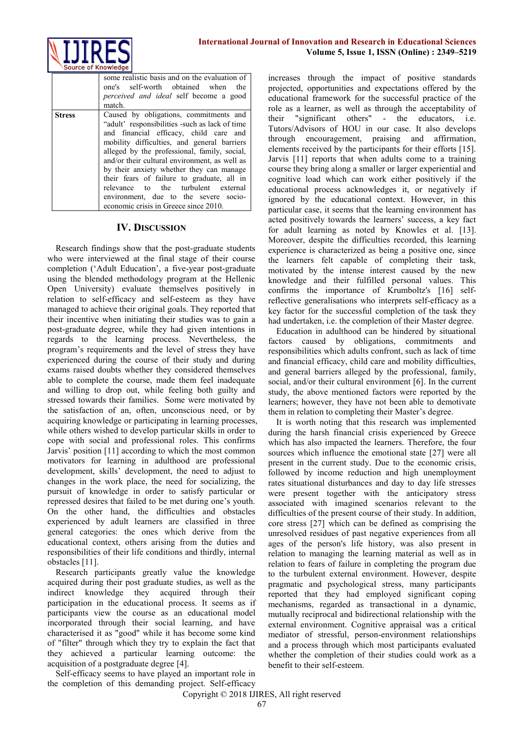| | |
|---|---|
| | some realistic basis and on the evaluation of one's self-worth obtained when the *perceived and ideal* self become a good match. |
| **Stress** | Caused by obligations, commitments and "adult' responsibilities -such as lack of time and financial efficacy, child care and mobility difficulties, and general barriers alleged by the professional, family, social, and/or their cultural environment, as well as by their anxiety whether they can manage their fears of failure to graduate, all in relevance to the turbulent external environment, due to the severe socio-economic crisis in Greece since 2010. |

## IV. Discussion

Research findings show that the post-graduate students who were interviewed at the final stage of their course completion ('Adult Education', a five-year post-graduate using the blended methodology program at the Hellenic Open University) evaluate themselves positively in relation to self-efficacy and self-esteem as they have managed to achieve their original goals. They reported that their incentive when initiating their studies was to gain a post-graduate degree, while they had given intentions in regards to the learning process. Nevertheless, the program's requirements and the level of stress they have experienced during the course of their study and during exams raised doubts whether they considered themselves able to complete the course, made them feel inadequate and willing to drop out, while feeling both guilty and stressed towards their families. Some were motivated by the satisfaction of an, often, unconscious need, or by acquiring knowledge or participating in learning processes, while others wished to develop particular skills in order to cope with social and professional roles. This confirms Jarvis' position [11] according to which the most common motivators for learning in adulthood are professional development, skills' development, the need to adjust to changes in the work place, the need for socializing, the pursuit of knowledge in order to satisfy particular or repressed desires that failed to be met during one's youth. On the other hand, the difficulties and obstacles experienced by adult learners are classified in three general categories: the ones which derive from the educational context, others arising from the duties and responsibilities of their life conditions and thirdly, internal obstacles [11].

Research participants greatly value the knowledge acquired during their post graduate studies, as well as the indirect knowledge they acquired through their participation in the educational process. It seems as if participants view the course as an educational model incorporated through their social learning, and have characterised it as "good" while it has become some kind of "filter" through which they try to explain the fact that they achieved a particular learning outcome: the acquisition of a postgraduate degree [4].

Self-efficacy seems to have played an important role in the completion of this demanding project. Self-efficacy increases through the impact of positive standards projected, opportunities and expectations offered by the educational framework for the successful practice of the role as a learner, as well as through the acceptability of their "significant others" - the educators, i.e. Tutors/Advisors of HOU in our case. It also develops through encouragement, praising and affirmation, elements received by the participants for their efforts [15]. Jarvis [11] reports that when adults come to a training course they bring along a smaller or larger experiential and cognitive load which can work either positively if the educational process acknowledges it, or negatively if ignored by the educational context. However, in this particular case, it seems that the learning environment has acted positively towards the learners' success, a key fact for adult learning as noted by Knowles et al. [13]. Moreover, despite the difficulties recorded, this learning experience is characterized as being a positive one, since the learners felt capable of completing their task, motivated by the intense interest caused by the new knowledge and their fulfilled personal values. This confirms the importance of Krumboltz's [16] self-reflective generalisations who interprets self-efficacy as a key factor for the successful completion of the task they had undertaken, i.e. the completion of their Master degree.

Education in adulthood can be hindered by situational factors caused by obligations, commitments and responsibilities which adults confront, such as lack of time and financial efficacy, child care and mobility difficulties, and general barriers alleged by the professional, family, social, and/or their cultural environment [6]. In the current study, the above mentioned factors were reported by the learners; however, they have not been able to demotivate them in relation to completing their Master's degree.

It is worth noting that this research was implemented during the harsh financial crisis experienced by Greece which has also impacted the learners. Therefore, the four sources which influence the emotional state [27] were all present in the current study. Due to the economic crisis, followed by income reduction and high unemployment rates situational disturbances and day to day life stresses were present together with the anticipatory stress associated with imagined scenarios relevant to the difficulties of the present course of their study. In addition, core stress [27] which can be defined as comprising the unresolved residues of past negative experiences from all ages of the person's life history, was also present in relation to managing the learning material as well as in relation to fears of failure in completing the program due to the turbulent external environment. However, despite pragmatic and psychological stress, many participants reported that they had employed significant coping mechanisms, regarded as transactional in a dynamic, mutually reciprocal and bidirectional relationship with the external environment. Cognitive appraisal was a critical mediator of stressful, person-environment relationships and a process through which most participants evaluated whether the completion of their studies could work as a benefit to their self-esteem.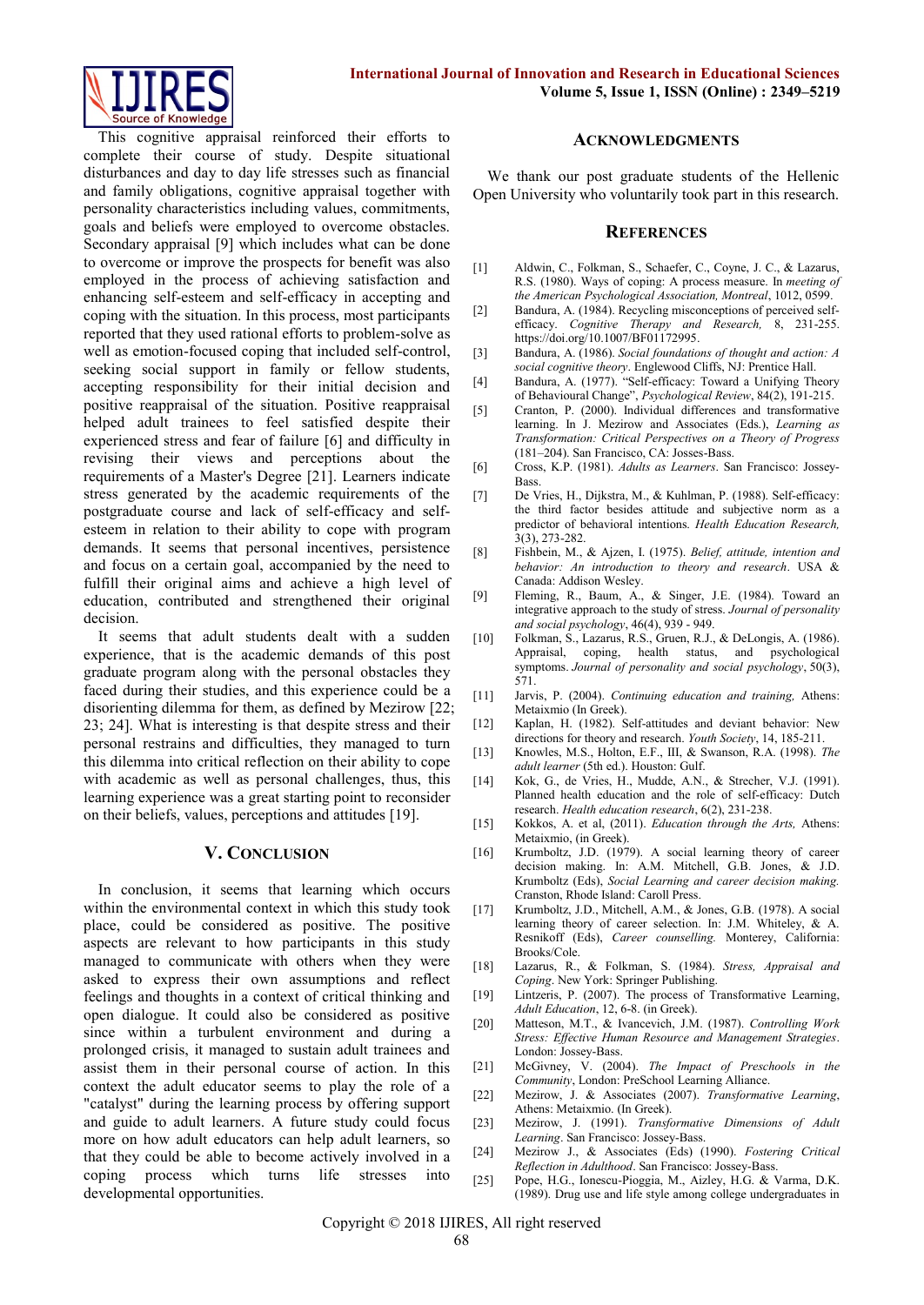This cognitive appraisal reinforced their efforts to complete their course of study. Despite situational disturbances and day to day life stresses such as financial and family obligations, cognitive appraisal together with personality characteristics including values, commitments, goals and beliefs were employed to overcome obstacles. Secondary appraisal [9] which includes what can be done to overcome or improve the prospects for benefit was also employed in the process of achieving satisfaction and enhancing self-esteem in accepting and coping with the situation. In this process, most participants reported that they used rational efforts to problem-solve as well as emotion-focused coping that included self-control, seeking social support in family or fellow students, accepting responsibility for their initial decision and positive reappraisal of the situation. Positive reappraisal helped adult trainees to feel satisfied despite their experienced stress and fear of failure [6] and difficulty in revising their views and perceptions about the requirements of a Master's Degree [21]. Learners indicate stress generated by the academic requirements of the postgraduate course and lack of self-efficacy and self-esteem in relation to their ability to cope with program demands. It seems that personal incentives, persistence and focus on a certain goal, accompanied by the need to fulfill their original aims and achieve a high level of education, contributed and strengthened their original decision.

It seems that adult students dealt with a sudden experience, that is the academic demands of this post graduate program along with the personal obstacles they faced during their studies, and this experience could be a disorienting dilemma for them, as defined by Mezirow [22; 23; 24]. What is interesting is that despite stress and their personal restrains and difficulties, they managed to turn this dilemma into critical reflection on their ability to cope with academic as well as personal challenges, thus, this learning experience was a great starting point to reconsider on their beliefs, values, perceptions and attitudes [19].

## V. Conclusion

In conclusion, it seems that learning which occurs within the environmental context in which this study took place, could be considered as positive. The positive aspects are relevant to how participants in this study managed to communicate with others when they were asked to express their own assumptions and reflect feelings and thoughts in a context of critical thinking and open dialogue. It could also be considered as positive since within a turbulent environment and during a prolonged crisis, it managed to sustain adult trainees and assist them in their personal course of action. In this context the adult educator seems to play the role of a "catalyst" during the learning process by offering support and guide to adult learners. A future study could focus more on how adult educators can help adult learners, so that they could be able to become actively involved in a coping process which turns life stresses into developmental opportunities.

## Acknowledgments

We thank our post graduate students of the Hellenic Open University who voluntarily took part in this research.

## References

[1] Aldwin, C., Folkman, S., Schaefer, C., Coyne, J. C., & Lazarus, R.S. (1980). Ways of coping: A process measure. In *meeting of the American Psychological Association, Montreal*, 1012, 0599.

[2] Bandura, A. (1984). Recycling misconceptions of perceived self-efficacy. *Cognitive Therapy and Research,* 8, 231-255. https://doi.org/10.1007/BF01172995.

[3] Bandura, A. (1986). *Social foundations of thought and action: A social cognitive theory*. Englewood Cliffs, NJ: Prentice Hall.

[4] Bandura, A. (1977). "Self-efficacy: Toward a Unifying Theory of Behavioural Change", *Psychological Review*, 84(2), 191-215.

[5] Cranton, P. (2000). Individual differences and transformative learning. In J. Mezirow and Associates (Eds.), *Learning as Transformation: Critical Perspectives on a Theory of Progress* (181–204). San Francisco, CA: Josses-Bass.

[6] Cross, K.P. (1981). *Adults as Learners*. San Francisco: Jossey-Bass.

[7] De Vries, H., Dijkstra, M., & Kuhlman, P. (1988). Self-efficacy: the third factor besides attitude and subjective norm as a predictor of behavioral intentions. *Health Education Research,* 3(3), 273-282.

[8] Fishbein, M., & Ajzen, I. (1975). *Belief, attitude, intention and behavior: An introduction to theory and research*. USA & Canada: Addison Wesley.

[9] Fleming, R., Baum, A., & Singer, J.E. (1984). Toward an integrative approach to the study of stress. *Journal of personality and social psychology*, 46(4), 939 - 949.

[10] Folkman, S., Lazarus, R.S., Gruen, R.J., & DeLongis, A. (1986). Appraisal, coping, health status, and psychological symptoms. *Journal of personality and social psychology*, 50(3), 571.

[11] Jarvis, P. (2004). *Continuing education and training,* Athens: Metaixmio (In Greek).

[12] Kaplan, H. (1982). Self-attitudes and deviant behavior: New directions for theory and research. *Youth Society*, 14, 185-211.

[13] Knowles, M.S., Holton, E.F., III, & Swanson, R.A. (1998). *The adult learner* (5th ed.). Houston: Gulf.

[14] Kok, G., de Vries, H., Mudde, A.N., & Strecher, V.J. (1991). Planned health education and the role of self-efficacy: Dutch research. *Health education research*, 6(2), 231-238.

[15] Kokkos, A. et al, (2011). *Education through the Arts,* Athens: Metaixmio, (in Greek).

[16] Krumboltz, J.D. (1979). A social learning theory of career decision making. In: A.M. Mitchell, G.B. Jones, & J.D. Krumboltz (Eds), *Social Learning and career decision making.* Cranston, Rhode Island: Caroll Press.

[17] Krumboltz, J.D., Mitchell, A.M., & Jones, G.B. (1978). A social learning theory of career selection. In: J.M. Whiteley, & A. Resnikoff (Eds), *Career counselling.* Monterey, California: Brooks/Cole.

[18] Lazarus, R., & Folkman, S. (1984). *Stress, Appraisal and Coping*. New York: Springer Publishing.

[19] Lintzeris, P. (2007). The process of Transformative Learning, *Adult Education*, 12, 6-8. (in Greek).

[20] Matteson, M.T., & Ivancevich, J.M. (1987). *Controlling Work Stress: Effective Human Resource and Management Strategies*. London: Jossey-Bass.

[21] McGivney, V. (2004). *The Impact of Preschools in the Community*, London: PreSchool Learning Alliance.

[22] Mezirow, J. & Associates (2007). *Transformative Learning*, Athens: Metaixmio. (In Greek).

[23] Mezirow, J. (1991). *Transformative Dimensions of Adult Learning*. San Francisco: Jossey-Bass.

[24] Mezirow J., & Associates (Eds) (1990). *Fostering Critical Reflection in Adulthood*. San Francisco: Jossey-Bass.

[25] Pope, H.G., Ionescu-Pioggia, M., Aizley, H.G. & Varma, D.K. (1989). Drug use and life style among college undergraduates in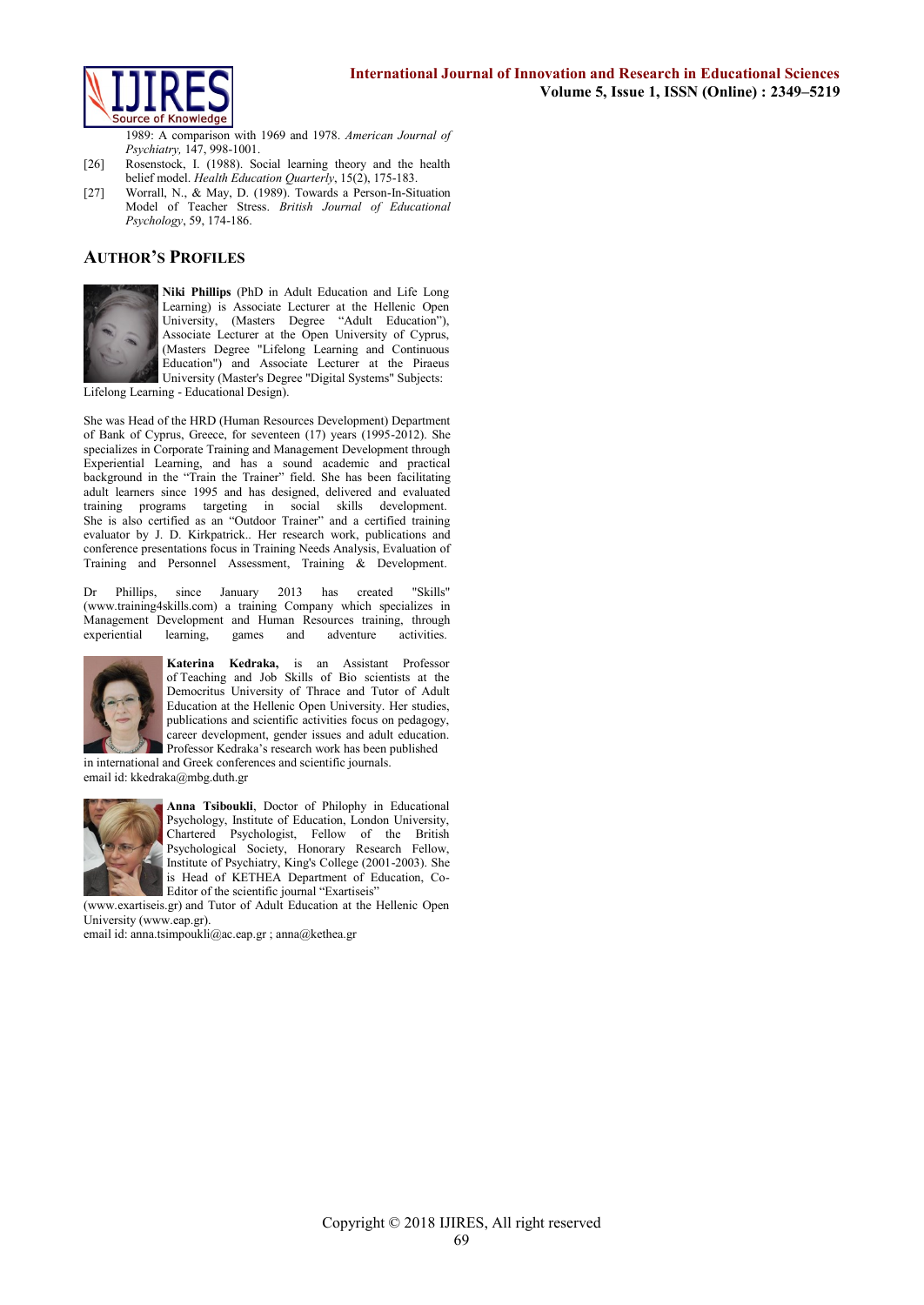1989: A comparison with 1969 and 1978. *American Journal of Psychiatry,* 147, 998-1001.

[26] Rosenstock, I. (1988). Social learning theory and the health belief model. *Health Education Quarterly*, 15(2), 175-183.

[27] Worrall, N., & May, D. (1989). Towards a Person-In-Situation Model of Teacher Stress. *British Journal of Educational Psychology*, 59, 174-186.

## AUTHOR'S PROFILES

**Niki Phillips** (PhD in Adult Education and Life Long Learning) is Associate Lecturer at the Hellenic Open University, (Masters Degree "Adult Education"), Associate Lecturer at the Open University of Cyprus, (Masters Degree "Lifelong Learning and Continuous Education") and Associate Lecturer at the Piraeus University (Master's Degree "Digital Systems" Subjects: Lifelong Learning - Educational Design).

She was Head of the HRD (Human Resources Development) Department of Bank of Cyprus, Greece, for seventeen (17) years (1995-2012). She specializes in Corporate Training and Management Development through Experiential Learning, and has a sound academic and practical background in the "Train the Trainer" field. She has been facilitating adult learners since 1995 and has designed, delivered and evaluated training programs targeting in social skills development. She is also certified as an "Outdoor Trainer" and a certified training evaluator by J. D. Kirkpatrick.. Her research work, publications and conference presentations focus in Training Needs Analysis, Evaluation of Training and Personnel Assessment, Training & Development.

Dr Phillips, since January 2013 has created "Skills" (www.training4skills.com) a training Company which specializes in Management Development and Human Resources training, through experiential learning, games and adventure activities.

**Katerina Kedraka,** is an Assistant Professor of Teaching and Job Skills of Bio scientists at the Democritus University of Thrace and Tutor of Adult Education at the Hellenic Open University. Her studies, publications and scientific activities focus on pedagogy, career development, gender issues and adult education. Professor Kedraka's research work has been published in international and Greek conferences and scientific journals.
email id: kkedraka@mbg.duth.gr

**Anna Tsiboukli**, Doctor of Philophy in Educational Psychology, Institute of Education, London University, Chartered Psychologist, Fellow of the British Psychological Society, Honorary Research Fellow, Institute of Psychiatry, King's College (2001-2003). She is Head of KETHEA Department of Education, Co-Editor of the scientific journal "Exartiseis" (www.exartiseis.gr) and Tutor of Adult Education at the Hellenic Open University (www.eap.gr).
email id: anna.tsimpoukli@ac.eap.gr ; anna@kethea.gr